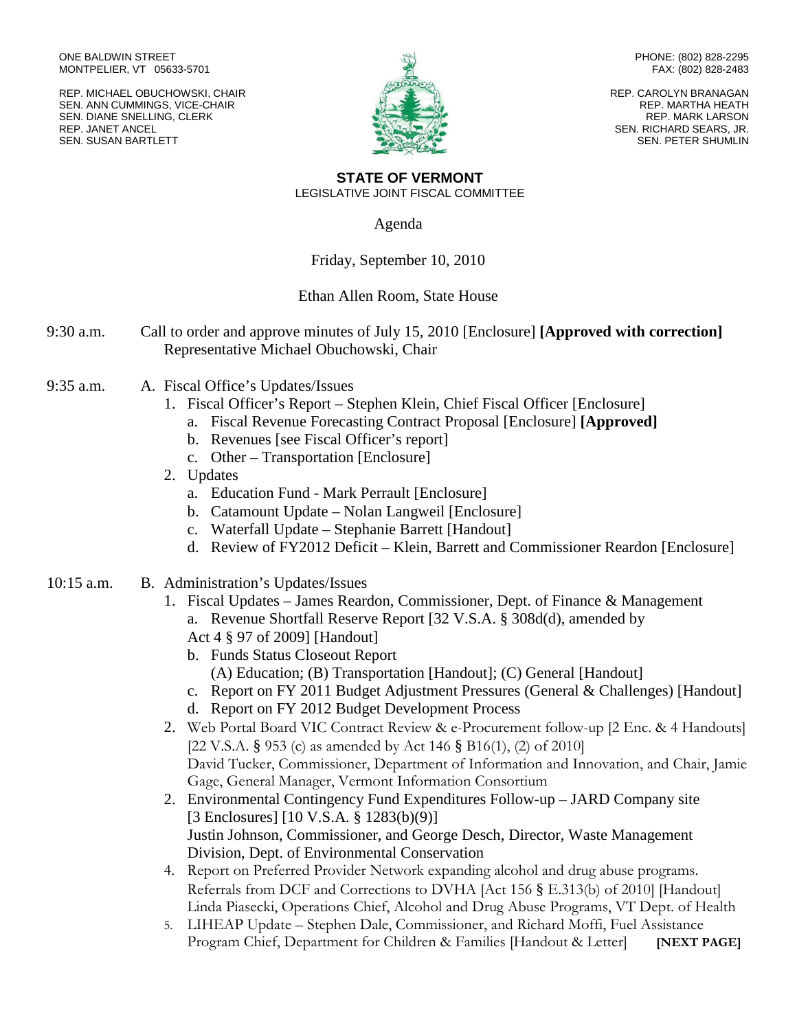ONE BALDWIN STREET
MONTPELIER, VT 05633-5701

REP. MICHAEL OBUCHOWSKI, CHAIR
SEN. ANN CUMMINGS, VICE-CHAIR
SEN. DIANE SNELLING, CLERK
REP. JANET ANCEL
SEN. SUSAN BARTLETT

PHONE: (802) 828-2295
FAX: (802) 828-2483

REP. CAROLYN BRANAGAN
REP. MARTHA HEATH
REP. MARK LARSON
SEN. RICHARD SEARS, JR.
SEN. PETER SHUMLIN

**STATE OF VERMONT**
LEGISLATIVE JOINT FISCAL COMMITTEE

Agenda

Friday, September 10, 2010

Ethan Allen Room, State House

9:30 a.m. Call to order and approve minutes of July 15, 2010 [Enclosure] **[Approved with correction]**
Representative Michael Obuchowski, Chair

9:35 a.m. A. Fiscal Office's Updates/Issues

1. Fiscal Officer's Report – Stephen Klein, Chief Fiscal Officer [Enclosure]
   a. Fiscal Revenue Forecasting Contract Proposal [Enclosure] **[Approved]**
   b. Revenues [see Fiscal Officer's report]
   c. Other – Transportation [Enclosure]
2. Updates
   a. Education Fund - Mark Perrault [Enclosure]
   b. Catamount Update – Nolan Langweil [Enclosure]
   c. Waterfall Update – Stephanie Barrett [Handout]
   d. Review of FY2012 Deficit – Klein, Barrett and Commissioner Reardon [Enclosure]

10:15 a.m. B. Administration's Updates/Issues

1. Fiscal Updates – James Reardon, Commissioner, Dept. of Finance & Management
   a. Revenue Shortfall Reserve Report [32 V.S.A. § 308d(d), amended by Act 4 § 97 of 2009] [Handout]
   b. Funds Status Closeout Report
      (A) Education; (B) Transportation [Handout]; (C) General [Handout]
   c. Report on FY 2011 Budget Adjustment Pressures (General & Challenges) [Handout]
   d. Report on FY 2012 Budget Development Process
2. Web Portal Board VIC Contract Review & e-Procurement follow-up [2 Enc. & 4 Handouts] [22 V.S.A. § 953 (c) as amended by Act 146 § B16(1), (2) of 2010]
   David Tucker, Commissioner, Department of Information and Innovation, and Chair, Jamie Gage, General Manager, Vermont Information Consortium
2. Environmental Contingency Fund Expenditures Follow-up – JARD Company site [3 Enclosures] [10 V.S.A. § 1283(b)(9)]
   Justin Johnson, Commissioner, and George Desch, Director, Waste Management Division, Dept. of Environmental Conservation
4. Report on Preferred Provider Network expanding alcohol and drug abuse programs. Referrals from DCF and Corrections to DVHA [Act 156 § E.313(b) of 2010] [Handout]
   Linda Piasecki, Operations Chief, Alcohol and Drug Abuse Programs, VT Dept. of Health
5. LIHEAP Update – Stephen Dale, Commissioner, and Richard Moffi, Fuel Assistance Program Chief, Department for Children & Families [Handout & Letter] **[NEXT PAGE]**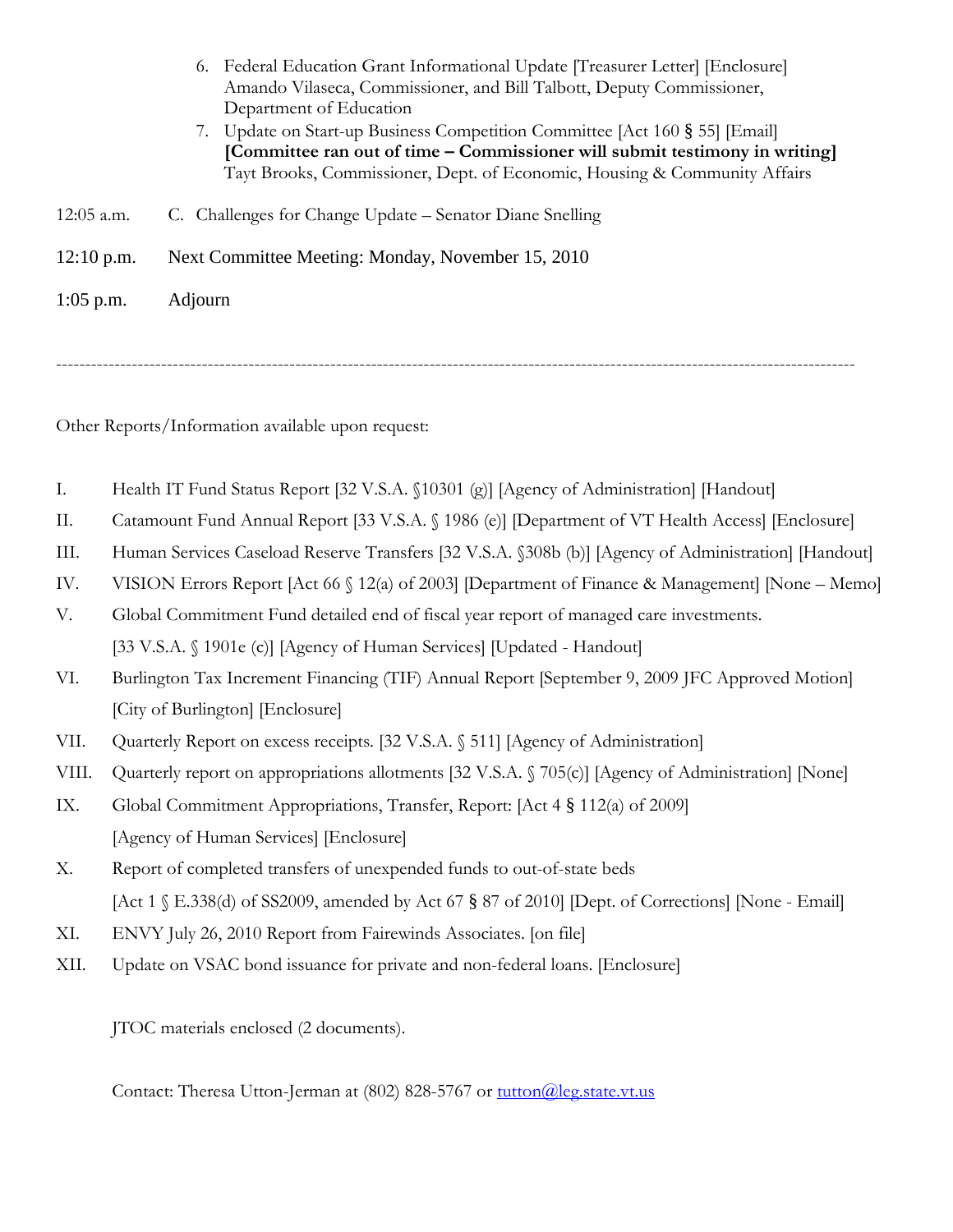6. Federal Education Grant Informational Update [Treasurer Letter] [Enclosure]
   Amando Vilaseca, Commissioner, and Bill Talbott, Deputy Commissioner, Department of Education
7. Update on Start-up Business Competition Committee [Act 160 § 55] [Email]
   **[Committee ran out of time – Commissioner will submit testimony in writing]**
   Tayt Brooks, Commissioner, Dept. of Economic, Housing & Community Affairs

12:05 a.m. C. Challenges for Change Update – Senator Diane Snelling

12:10 p.m. Next Committee Meeting: Monday, November 15, 2010

1:05 p.m. Adjourn

---

Other Reports/Information available upon request:

I. Health IT Fund Status Report [32 V.S.A. §10301 (g)] [Agency of Administration] [Handout]

II. Catamount Fund Annual Report [33 V.S.A. § 1986 (e)] [Department of VT Health Access] [Enclosure]

III. Human Services Caseload Reserve Transfers [32 V.S.A. §308b (b)] [Agency of Administration] [Handout]

IV. VISION Errors Report [Act 66 § 12(a) of 2003] [Department of Finance & Management] [None – Memo]

V. Global Commitment Fund detailed end of fiscal year report of managed care investments. [33 V.S.A. § 1901e (c)] [Agency of Human Services] [Updated - Handout]

VI. Burlington Tax Increment Financing (TIF) Annual Report [September 9, 2009 JFC Approved Motion] [City of Burlington] [Enclosure]

VII. Quarterly Report on excess receipts. [32 V.S.A. § 511] [Agency of Administration]

VIII. Quarterly report on appropriations allotments [32 V.S.A. § 705(c)] [Agency of Administration] [None]

IX. Global Commitment Appropriations, Transfer, Report: [Act 4 § 112(a) of 2009] [Agency of Human Services] [Enclosure]

X. Report of completed transfers of unexpended funds to out-of-state beds [Act 1 § E.338(d) of SS2009, amended by Act 67 § 87 of 2010] [Dept. of Corrections] [None - Email]

XI. ENVY July 26, 2010 Report from Fairewinds Associates. [on file]

XII. Update on VSAC bond issuance for private and non-federal loans. [Enclosure]

JTOC materials enclosed (2 documents).

Contact: Theresa Utton-Jerman at (802) 828-5767 or tutton@leg.state.vt.us